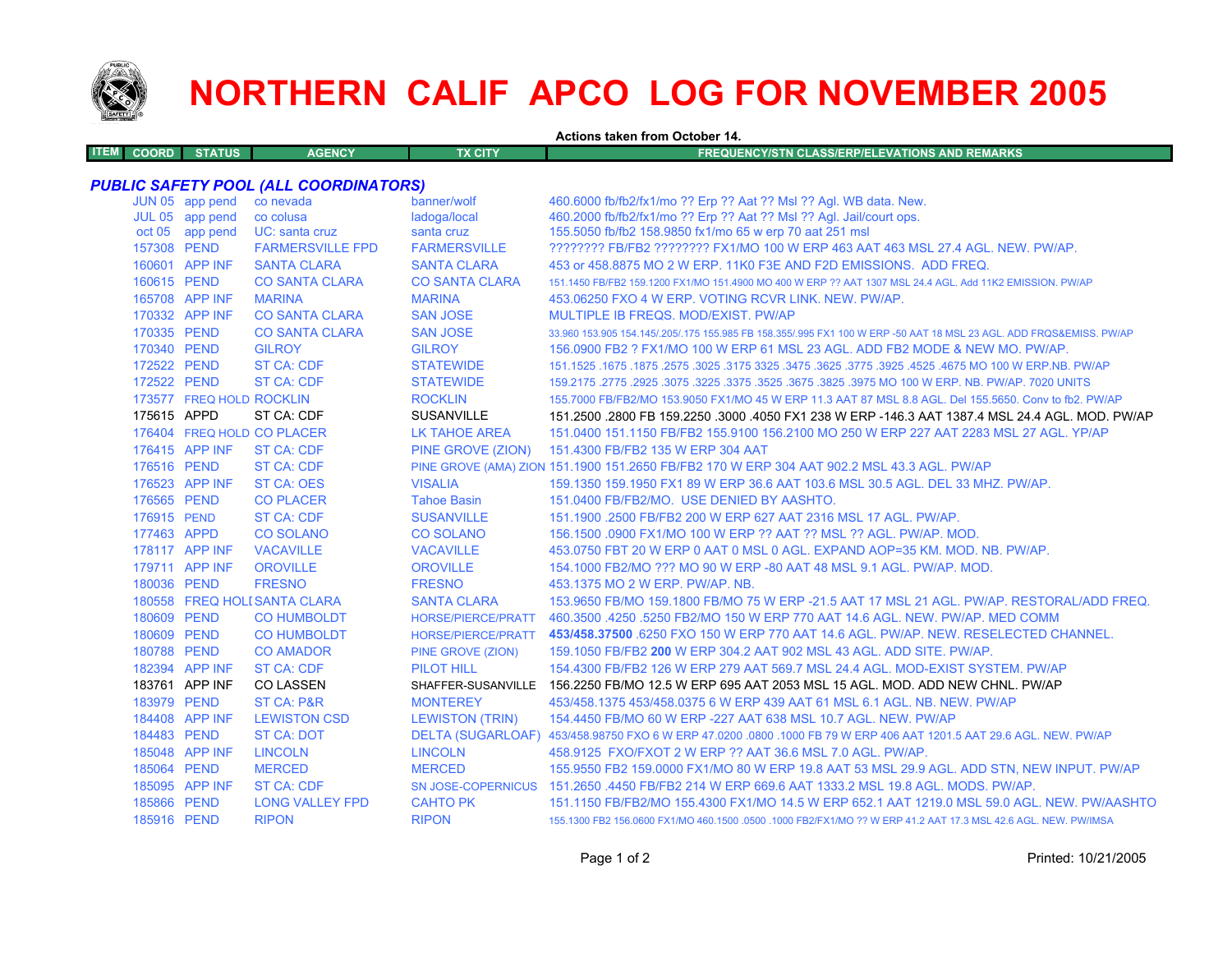# NORTHERN CALIF APCO LOG FOR NOVEMBER 2005

**Actions taken from October 14.**

| ITEM | COORD | STATUS | AGENCY | TX CITY | FREQUENCY/STN CLASS/ERP/ELEVATIONS AND REMARKS |
|---|---|---|---|---|---|
| ***PUBLIC SAFETY POOL (ALL COORDINATORS)*** | | | | | |
| | JUN 05 | app pend | co nevada | banner/wolf | 460.6000 fb/fb2/fx1/mo ?? Erp ?? Aat ?? Msl ?? Agl. WB data. New. |
| | JUL 05 | app pend | co colusa | ladoga/local | 460.2000 fb/fb2/fx1/mo ?? Erp ?? Aat ?? Msl ?? Agl. Jail/court ops. |
| | oct 05 | app pend | UC: santa cruz | santa cruz | 155.5050 fb/fb2 158.9850 fx1/mo 65 w erp 70 aat 251 msl |
| | 157308 | PEND | FARMERSVILLE FPD | FARMERSVILLE | ???????? FB/FB2 ???????? FX1/MO 100 W ERP 463 AAT 463 MSL 27.4 AGL. NEW. PW/AP. |
| | 160601 | APP INF | SANTA CLARA | SANTA CLARA | 453 or 458.8875 MO 2 W ERP. 11K0 F3E AND F2D EMISSIONS. ADD FREQ. |
| | 160615 | PEND | CO SANTA CLARA | CO SANTA CLARA | 151.1450 FB/FB2 159.1200 FX1/MO 151.4900 MO 400 W ERP ?? AAT 1307 MSL 24.4 AGL. Add 11K2 EMISSION. PW/AP |
| | 165708 | APP INF | MARINA | MARINA | 453.06250 FXO 4 W ERP. VOTING RCVR LINK. NEW. PW/AP. |
| | 170332 | APP INF | CO SANTA CLARA | SAN JOSE | MULTIPLE IB FREQS. MOD/EXIST. PW/AP |
| | 170335 | PEND | CO SANTA CLARA | SAN JOSE | 33.960 153.905 154.145/.205/.175 155.985 FB 158.355/.995 FX1 100 W ERP -50 AAT 18 MSL 23 AGL. ADD FRQS&EMISS. PW/AP |
| | 170340 | PEND | GILROY | GILROY | 156.0900 FB2 ? FX1/MO 100 W ERP 61 MSL 23 AGL. ADD FB2 MODE & NEW MO. PW/AP. |
| | 172522 | PEND | ST CA: CDF | STATEWIDE | 151.1525 .1675 .1875 .2575 .3025 .3175 3325 .3475 .3625 .3775 .3925 .4525 .4675 MO 100 W ERP.NB. PW/AP |
| | 172522 | PEND | ST CA: CDF | STATEWIDE | 159.2175 .2775 .2925 .3075 .3225 .3375 .3525 .3675 .3825 .3975 MO 100 W ERP. NB. PW/AP. 7020 UNITS |
| | 173577 | FREQ HOLD | ROCKLIN | ROCKLIN | 155.7000 FB/FB2/MO 153.9050 FX1/MO 45 W ERP 11.3 AAT 87 MSL 8.8 AGL. Del 155.5650. Conv to fb2. PW/AP |
| | 175615 | APPD | ST CA: CDF | SUSANVILLE | 151.2500 .2800 FB 159.2250 .3000 .4050 FX1 238 W ERP -146.3 AAT 1387.4 MSL 24.4 AGL. MOD. PW/AP |
| | 176404 | FREQ HOLD | CO PLACER | LK TAHOE AREA | 151.0400 151.1150 FB/FB2 155.9100 156.2100 MO 250 W ERP 227 AAT 2283 MSL 27 AGL. YP/AP |
| | 176415 | APP INF | ST CA: CDF | PINE GROVE (ZION) | 151.4300 FB/FB2 135 W ERP 304 AAT |
| | 176516 | PEND | ST CA: CDF | PINE GROVE (AMA) ZION | 151.1900 151.2650 FB/FB2 170 W ERP 304 AAT 902.2 MSL 43.3 AGL. PW/AP |
| | 176523 | APP INF | ST CA: OES | VISALIA | 159.1350 159.1950 FX1 89 W ERP 36.6 AAT 103.6 MSL 30.5 AGL. DEL 33 MHZ. PW/AP. |
| | 176565 | PEND | CO PLACER | Tahoe Basin | 151.0400 FB/FB2/MO. USE DENIED BY AASHTO. |
| | 176915 | PEND | ST CA: CDF | SUSANVILLE | 151.1900 .2500 FB/FB2 200 W ERP 627 AAT 2316 MSL 17 AGL. PW/AP. |
| | 177463 | APPD | CO SOLANO | CO SOLANO | 156.1500 .0900 FX1/MO 100 W ERP ?? AAT ?? MSL ?? AGL. PW/AP. MOD. |
| | 178117 | APP INF | VACAVILLE | VACAVILLE | 453.0750 FBT 20 W ERP 0 AAT 0 MSL 0 AGL. EXPAND AOP=35 KM. MOD. NB. PW/AP. |
| | 179711 | APP INF | OROVILLE | OROVILLE | 154.1000 FB2/MO ??? MO 90 W ERP -80 AAT 48 MSL 9.1 AGL. PW/AP. MOD. |
| | 180036 | PEND | FRESNO | FRESNO | 453.1375 MO 2 W ERP. PW/AP. NB. |
| | 180558 | FREQ HOLD | SANTA CLARA | SANTA CLARA | 153.9650 FB/MO 159.1800 FB/MO 75 W ERP -21.5 AAT 17 MSL 21 AGL. PW/AP. RESTORAL/ADD FREQ. |
| | 180609 | PEND | CO HUMBOLDT | HORSE/PIERCE/PRATT | 460.3500 .4250 .5250 FB2/MO 150 W ERP 770 AAT 14.6 AGL. NEW. PW/AP. MED COMM |
| | 180609 | PEND | CO HUMBOLDT | HORSE/PIERCE/PRATT | **453/458.37500** .6250 FXO 150 W ERP 770 AAT 14.6 AGL. PW/AP. NEW. RESELECTED CHANNEL. |
| | 180788 | PEND | CO AMADOR | PINE GROVE (ZION) | 159.1050 FB/FB2 **200** W ERP 304.2 AAT 902 MSL 43 AGL. ADD SITE. PW/AP. |
| | 182394 | APP INF | ST CA: CDF | PILOT HILL | 154.4300 FB/FB2 126 W ERP 279 AAT 569.7 MSL 24.4 AGL. MOD-EXIST SYSTEM. PW/AP |
| | 183761 | APP INF | CO LASSEN | SHAFFER-SUSANVILLE | 156.2250 FB/MO 12.5 W ERP 695 AAT 2053 MSL 15 AGL. MOD. ADD NEW CHNL. PW/AP |
| | 183979 | PEND | ST CA: P&R | MONTEREY | 453/458.1375 453/458.0375 6 W ERP 439 AAT 61 MSL 6.1 AGL. NB. NEW. PW/AP |
| | 184408 | APP INF | LEWISTON CSD | LEWISTON (TRIN) | 154.4450 FB/MO 60 W ERP -227 AAT 638 MSL 10.7 AGL. NEW. PW/AP |
| | 184483 | PEND | ST CA: DOT | DELTA (SUGARLOAF) | 453/458.98750 FXO 6 W ERP 47.0200 .0800 .1000 FB 79 W ERP 406 AAT 1201.5 AAT 29.6 AGL. NEW. PW/AP |
| | 185048 | APP INF | LINCOLN | LINCOLN | 458.9125 FXO/FXOT 2 W ERP ?? AAT 36.6 MSL 7.0 AGL. PW/AP. |
| | 185064 | PEND | MERCED | MERCED | 155.9550 FB2 159.0000 FX1/MO 80 W ERP 19.8 AAT 53 MSL 29.9 AGL. ADD STN, NEW INPUT. PW/AP |
| | 185095 | APP INF | ST CA: CDF | SN JOSE-COPERNICUS | 151.2650 .4450 FB/FB2 214 W ERP 669.6 AAT 1333.2 MSL 19.8 AGL. MODS. PW/AP. |
| | 185866 | PEND | LONG VALLEY FPD | CAHTO PK | 151.1150 FB/FB2/MO 155.4300 FX1/MO 14.5 W ERP 652.1 AAT 1219.0 MSL 59.0 AGL. NEW. PW/AASHTO |
| | 185916 | PEND | RIPON | RIPON | 155.1300 FB2 156.0600 FX1/MO 460.1500 .0500 .1000 FB2/FX1/MO ?? W ERP 41.2 AAT 17.3 MSL 42.6 AGL. NEW. PW/IMSA |

Printed: 10/21/2005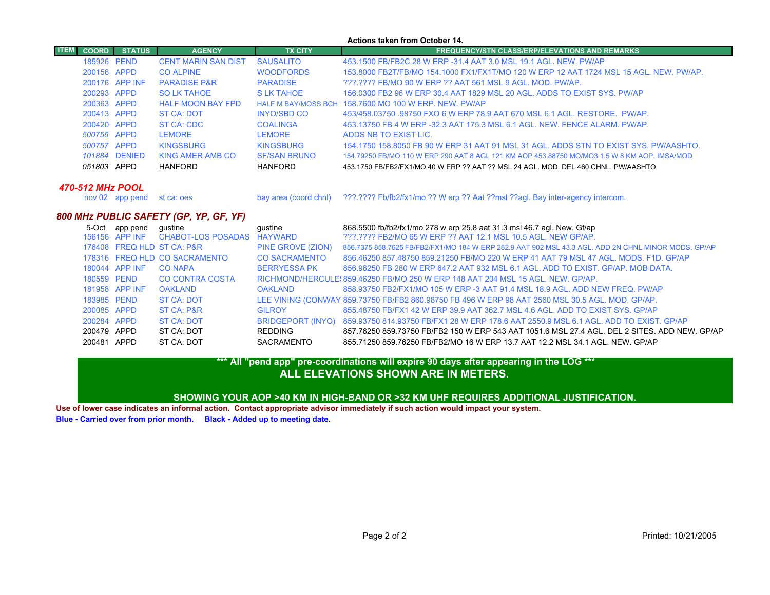**Actions taken from October 14.**

| ITEM | COORD | STATUS | AGENCY | TX CITY | FREQUENCY/STN CLASS/ERP/ELEVATIONS AND REMARKS |
|---|---|---|---|---|---|
| | 185926 | PEND | CENT MARIN SAN DIST | SAUSALITO | 453.1500 FB/FB2C 28 W ERP -31.4 AAT 3.0 MSL 19.1 AGL. NEW. PW/AP |
| | 200156 | APPD | CO ALPINE | WOODFORDS | 153.8000 FB2T/FB/MO 154.1000 FX1/FX1T/MO 120 W ERP 12 AAT 1724 MSL 15 AGL. NEW. PW/AP. |
| | 200176 | APP INF | PARADISE P&R | PARADISE | ???.???? FB/MO 90 W ERP ?? AAT 561 MSL 9 AGL. MOD. PW/AP. |
| | 200293 | APPD | SO LK TAHOE | S LK TAHOE | 156.0300 FB2 96 W ERP 30.4 AAT 1829 MSL 20 AGL. ADDS TO EXIST SYS. PW/AP |
| | 200363 | APPD | HALF MOON BAY FPD | HALF M BAY/MOSS BCH | 158.7600 MO 100 W ERP. NEW. PW/AP |
| | 200413 | APPD | ST CA: DOT | INYO/SBD CO | 453/458.03750 .98750 FXO 6 W ERP 78.9 AAT 670 MSL 6.1 AGL. RESTORE. PW/AP. |
| | 200420 | APPD | ST CA: CDC | COALINGA | 453.13750 FB 4 W ERP -32.3 AAT 175.3 MSL 6.1 AGL. NEW. FENCE ALARM. PW/AP. |
| | *500756* | APPD | LEMORE | LEMORE | ADDS NB TO EXIST LIC. |
| | *500757* | APPD | KINGSBURG | KINGSBURG | 154.1750 158.8050 FB 90 W ERP 31 AAT 91 MSL 31 AGL. ADDS STN TO EXIST SYS. PW/AASHTO. |
| | *101884* | DENIED | KING AMER AMB CO | SF/SAN BRUNO | 154.79250 FB/MO 110 W ERP 290 AAT 8 AGL 121 KM AOP 453.88750 MO/MO3 1.5 W 8 KM AOP. IMSA/MOD |
| | *051803* | APPD | HANFORD | HANFORD | 453.1750 FB/FB2/FX1/MO 40 W ERP ?? AAT ?? MSL 24 AGL. MOD. DEL 460 CHNL. PW/AASHTO |

### *470-512 MHz POOL*

| | | | | |
|---|---|---|---|---|
| nov 02 | app pend | st ca: oes | bay area (coord chnl) | ???.???? Fb/fb2/fx1/mo ?? W erp ?? Aat ??msl ??agl. Bay inter-agency intercom. |

### *800 MHz PUBLIC SAFETY (GP, YP, GF, YF)*

| COORD | STATUS | AGENCY | TX CITY | FREQUENCY/STN CLASS/ERP/ELEVATIONS AND REMARKS |
|---|---|---|---|---|
| 5-Oct | app pend | gustine | gustine | 868.5500 fb/fb2/fx1/mo 278 w erp 25.8 aat 31.3 msl 46.7 agl. New. Gf/ap |
| 156156 | APP INF | CHABOT-LOS POSADAS | HAYWARD | ???.???? FB2/MO 65 W ERP ?? AAT 12.1 MSL 10.5 AGL. NEW GP/AP. |
| 176408 | FREQ HLD | ST CA: P&R | PINE GROVE (ZION) | ~~856.7375 858.7625~~ FB/FB2/FX1/MO 184 W ERP 282.9 AAT 902 MSL 43.3 AGL. ADD 2N CHNL MINOR MODS. GP/AP |
| 178316 | FREQ HLD | CO SACRAMENTO | CO SACRAMENTO | 856.46250 857.48750 859.21250 FB/MO 220 W ERP 41 AAT 79 MSL 47 AGL. MODS. F1D. GP/AP |
| 180044 | APP INF | CO NAPA | BERRYESSA PK | 856.96250 FB 280 W ERP 647.2 AAT 932 MSL 6.1 AGL. ADD TO EXIST. GP/AP. MOB DATA. |
| 180559 | PEND | CO CONTRA COSTA | RICHMOND/HERCULES | 859.46250 FB/MO 250 W ERP 148 AAT 204 MSL 15 AGL. NEW. GP/AP. |
| 181958 | APP INF | OAKLAND | OAKLAND | 858.93750 FB2/FX1/MO 105 W ERP -3 AAT 91.4 MSL 18.9 AGL. ADD NEW FREQ. PW/AP |
| 183985 | PEND | ST CA: DOT | LEE VINING (CONWAY | 859.73750 FB/FB2 860.98750 FB 496 W ERP 98 AAT 2560 MSL 30.5 AGL. MOD. GP/AP. |
| 200085 | APPD | ST CA: P&R | GILROY | 855.48750 FB/FX1 42 W ERP 39.9 AAT 362.7 MSL 4.6 AGL. ADD TO EXIST SYS. GP/AP |
| 200284 | APPD | ST CA: DOT | BRIDGEPORT (INYO) | 859.93750 814.93750 FB/FX1 28 W ERP 178.6 AAT 2550.9 MSL 6.1 AGL. ADD TO EXIST. GP/AP |
| 200479 | APPD | ST CA: DOT | REDDING | 857.76250 859.73750 FB/FB2 150 W ERP 543 AAT 1051.6 MSL 27.4 AGL. DEL 2 SITES. ADD NEW. GP/AP |
| 200481 | APPD | ST CA: DOT | SACRAMENTO | 855.71250 859.76250 FB/FB2/MO 16 W ERP 13.7 AAT 12.2 MSL 34.1 AGL. NEW. GP/AP |

**\*\*\* All "pend app" pre-coordinations will expire 90 days after appearing in the LOG \*\*\***

**ALL ELEVATIONS SHOWN ARE IN METERS.**

**SHOWING YOUR AOP >40 KM IN HIGH-BAND OR >32 KM UHF REQUIRES ADDITIONAL JUSTIFICATION.**

**Use of lower case indicates an informal action. Contact appropriate advisor immediately if such action would impact your system.**

**Blue - Carried over from prior month. Black - Added up to meeting date.**

Printed: 10/21/2005